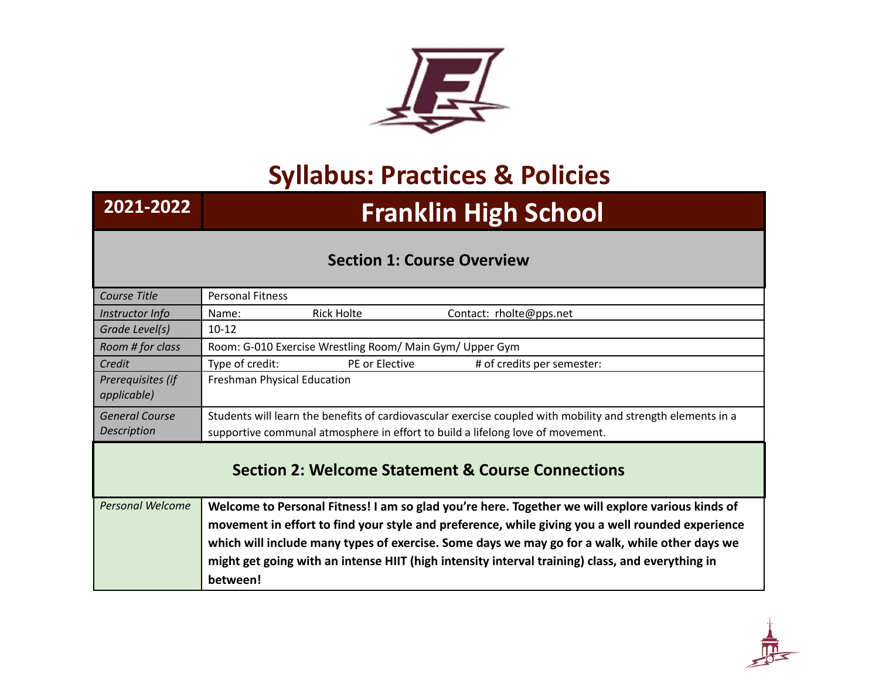# Syllabus: Practices & Policies

| 2021-2022 | Franklin High School |
|---|---|

## Section 1: Course Overview

| | |
|---|---|
| *Course Title* | Personal Fitness |
| *Instructor Info* | Name: Rick Holte Contact: rholte@pps.net |
| *Grade Level(s)* | 10-12 |
| *Room # for class* | Room: G-010 Exercise Wrestling Room/ Main Gym/ Upper Gym |
| *Credit* | Type of credit: PE or Elective # of credits per semester: |
| *Prerequisites (if applicable)* | Freshman Physical Education |
| *General Course Description* | Students will learn the benefits of cardiovascular exercise coupled with mobility and strength elements in a supportive communal atmosphere in effort to build a lifelong love of movement. |

## Section 2: Welcome Statement & Course Connections

| | |
|---|---|
| *Personal Welcome* | **Welcome to Personal Fitness! I am so glad you're here. Together we will explore various kinds of movement in effort to find your style and preference, while giving you a well rounded experience which will include many types of exercise. Some days we may go for a walk, while other days we might get going with an intense HIIT (high intensity interval training) class, and everything in between!** |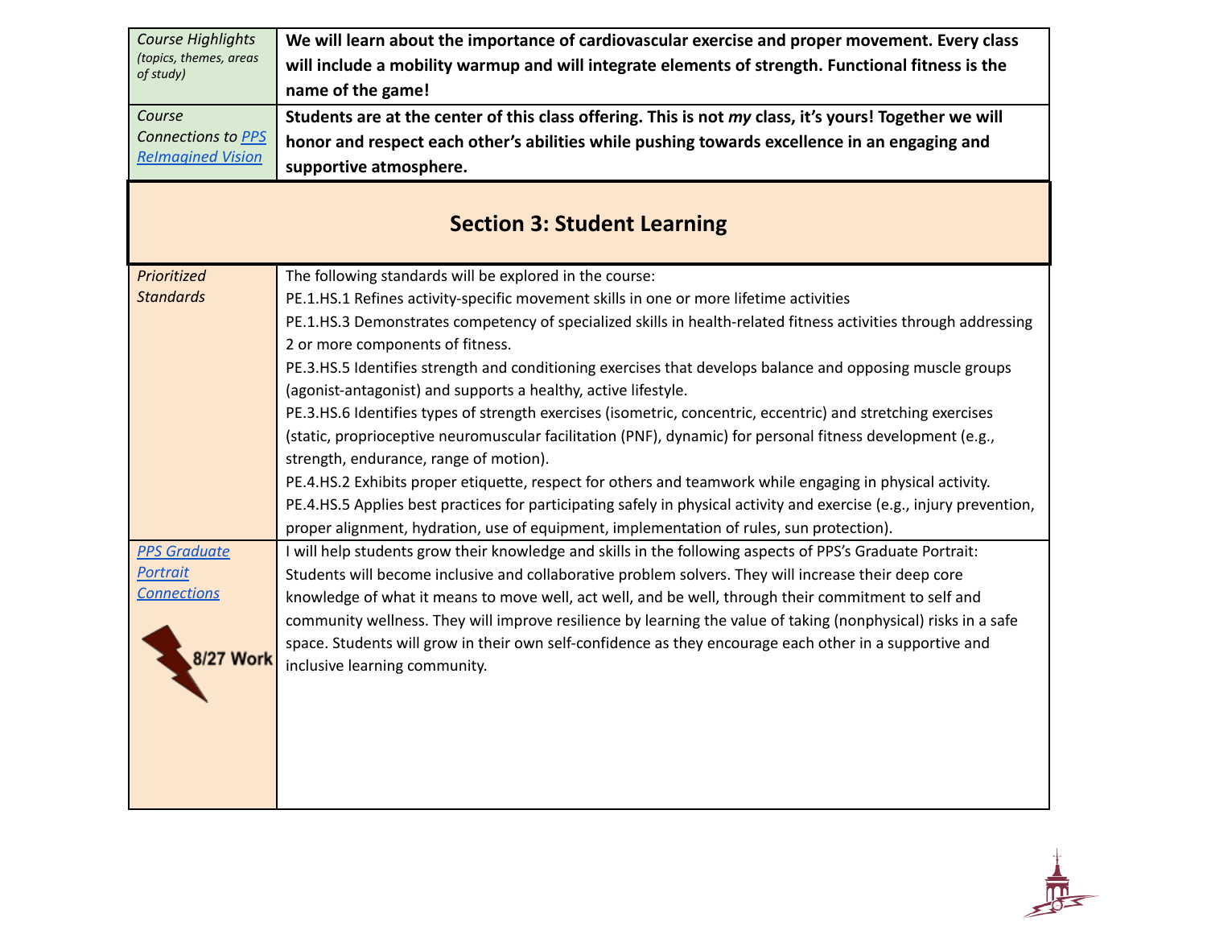| *Course Highlights (topics, themes, areas of study)* | **We will learn about the importance of cardiovascular exercise and proper movement. Every class will include a mobility warmup and will integrate elements of strength. Functional fitness is the name of the game!** |
|---|---|
| *Course Connections to PPS ReImagined Vision* | **Students are at the center of this class offering. This is not *my* class, it's yours! Together we will honor and respect each other's abilities while pushing towards excellence in an engaging and supportive atmosphere.** |

## Section 3: Student Learning

| | |
|---|---|
| *Prioritized Standards* | The following standards will be explored in the course:<br>PE.1.HS.1 Refines activity-specific movement skills in one or more lifetime activities<br>PE.1.HS.3 Demonstrates competency of specialized skills in health-related fitness activities through addressing 2 or more components of fitness.<br>PE.3.HS.5 Identifies strength and conditioning exercises that develops balance and opposing muscle groups (agonist-antagonist) and supports a healthy, active lifestyle.<br>PE.3.HS.6 Identifies types of strength exercises (isometric, concentric, eccentric) and stretching exercises (static, proprioceptive neuromuscular facilitation (PNF), dynamic) for personal fitness development (e.g., strength, endurance, range of motion).<br>PE.4.HS.2 Exhibits proper etiquette, respect for others and teamwork while engaging in physical activity.<br>PE.4.HS.5 Applies best practices for participating safely in physical activity and exercise (e.g., injury prevention, proper alignment, hydration, use of equipment, implementation of rules, sun protection). |
| *PPS Graduate Portrait Connections*<br><br>8/27 Work | I will help students grow their knowledge and skills in the following aspects of PPS's Graduate Portrait: Students will become inclusive and collaborative problem solvers. They will increase their deep core knowledge of what it means to move well, act well, and be well, through their commitment to self and community wellness. They will improve resilience by learning the value of taking (nonphysical) risks in a safe space. Students will grow in their own self-confidence as they encourage each other in a supportive and inclusive learning community. |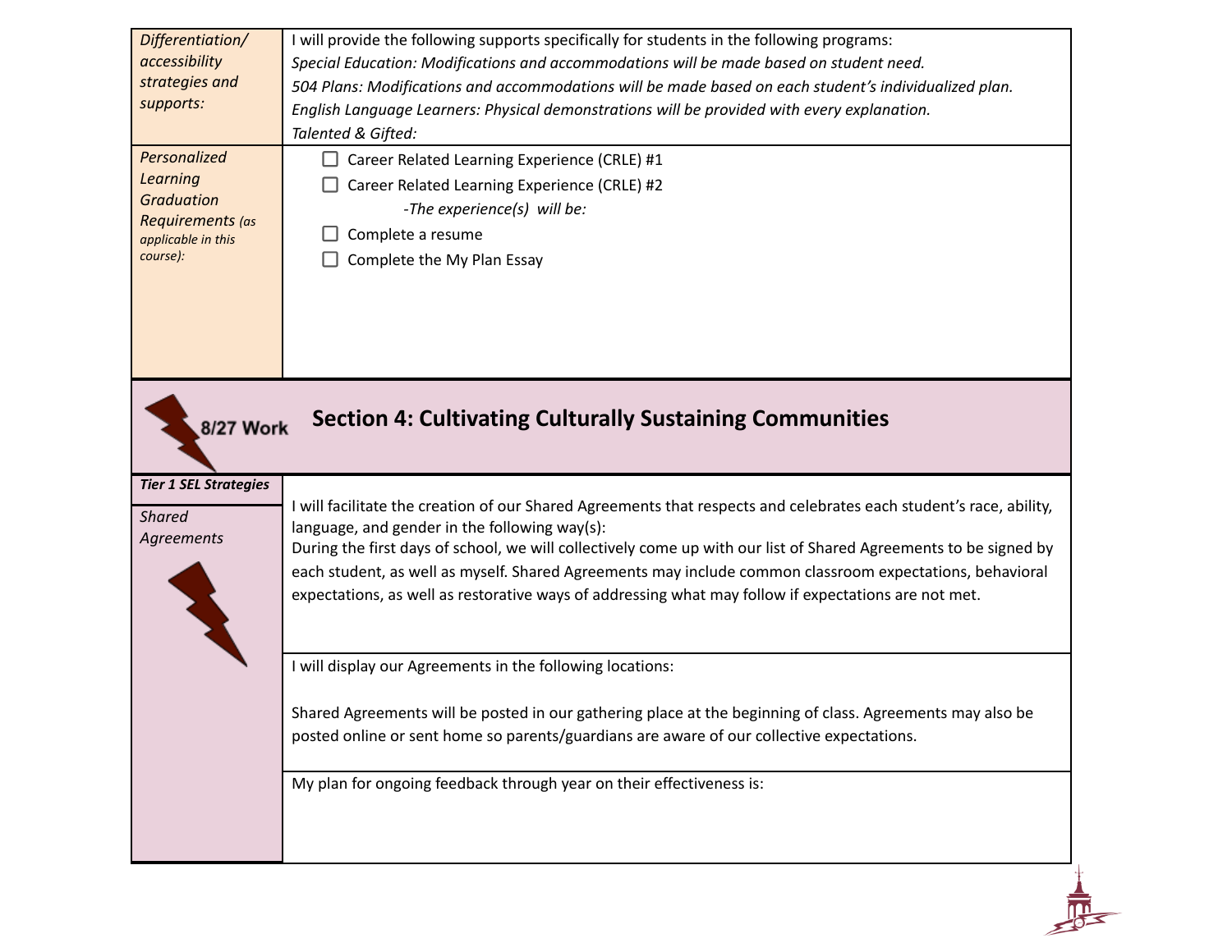| | |
|---|---|
| *Differentiation/ accessibility strategies and supports:* | I will provide the following supports specifically for students in the following programs:<br>*Special Education: Modifications and accommodations will be made based on student need.*<br>*504 Plans: Modifications and accommodations will be made based on each student's individualized plan.*<br>*English Language Learners: Physical demonstrations will be provided with every explanation.*<br>*Talented & Gifted:* |
| *Personalized Learning Graduation Requirements (as applicable in this course):* | ☐ Career Related Learning Experience (CRLE) #1<br>☐ Career Related Learning Experience (CRLE) #2<br>*-The experience(s) will be:*<br>☐ Complete a resume<br>☐ Complete the My Plan Essay |

8/27 Work

## Section 4: Cultivating Culturally Sustaining Communities

| | |
|---|---|
| ***Tier 1 SEL Strategies***<br>*Shared Agreements* | I will facilitate the creation of our Shared Agreements that respects and celebrates each student's race, ability, language, and gender in the following way(s):<br>During the first days of school, we will collectively come up with our list of Shared Agreements to be signed by each student, as well as myself. Shared Agreements may include common classroom expectations, behavioral expectations, as well as restorative ways of addressing what may follow if expectations are not met. |
| | I will display our Agreements in the following locations:<br><br>Shared Agreements will be posted in our gathering place at the beginning of class. Agreements may also be posted online or sent home so parents/guardians are aware of our collective expectations. |
| | My plan for ongoing feedback through year on their effectiveness is: |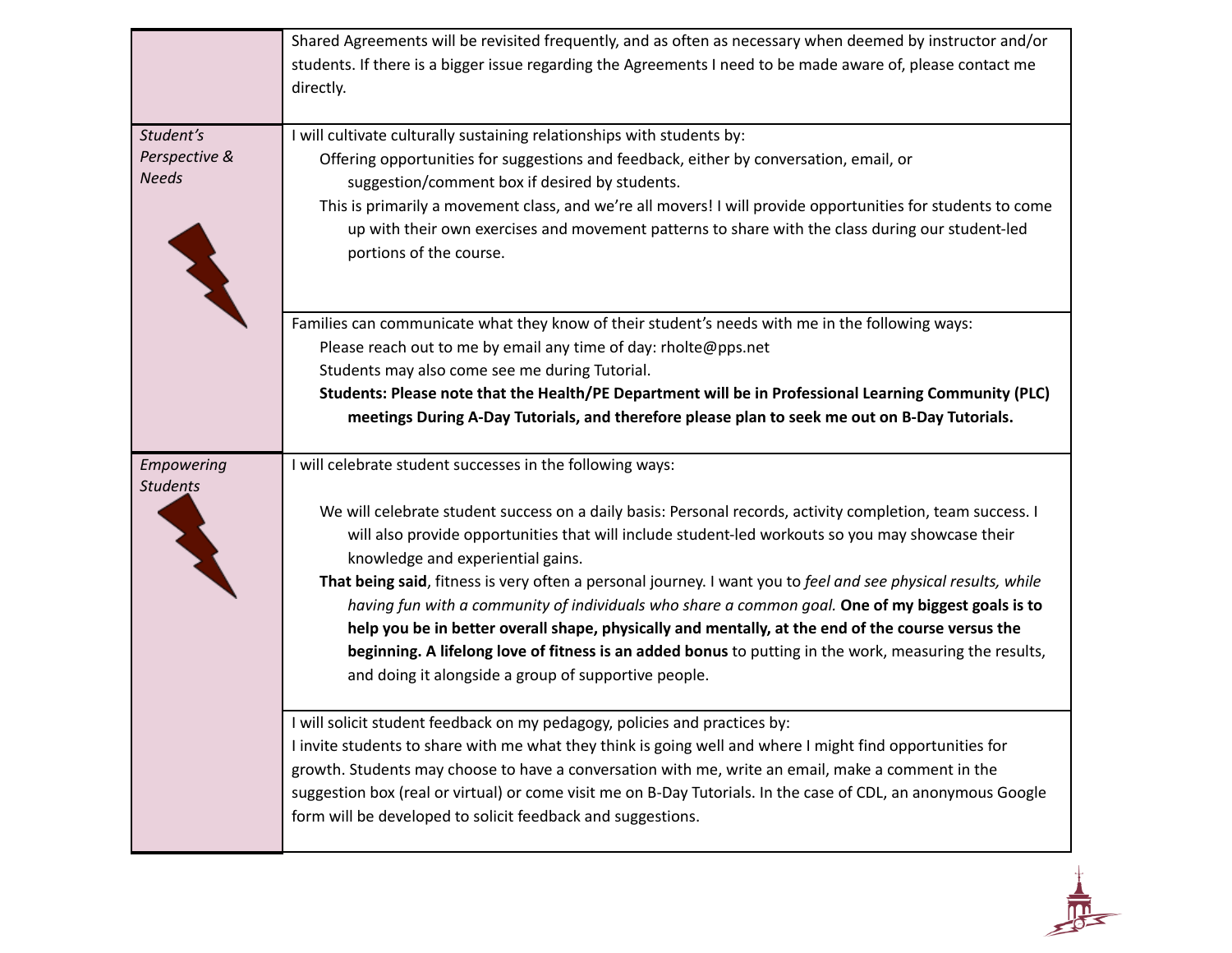| | |
|---|---|
| | Shared Agreements will be revisited frequently, and as often as necessary when deemed by instructor and/or students. If there is a bigger issue regarding the Agreements I need to be made aware of, please contact me directly. |
| *Student's Perspective & Needs* | I will cultivate culturally sustaining relationships with students by:<br>Offering opportunities for suggestions and feedback, either by conversation, email, or suggestion/comment box if desired by students.<br>This is primarily a movement class, and we're all movers! I will provide opportunities for students to come up with their own exercises and movement patterns to share with the class during our student-led portions of the course. |
| | Families can communicate what they know of their student's needs with me in the following ways:<br>Please reach out to me by email any time of day: rholte@pps.net<br>Students may also come see me during Tutorial.<br>**Students: Please note that the Health/PE Department will be in Professional Learning Community (PLC) meetings During A-Day Tutorials, and therefore please plan to seek me out on B-Day Tutorials.** |
| *Empowering Students* | I will celebrate student successes in the following ways:<br><br>We will celebrate student success on a daily basis: Personal records, activity completion, team success. I will also provide opportunities that will include student-led workouts so you may showcase their knowledge and experiential gains.<br>**That being said**, fitness is very often a personal journey. I want you to *feel and see physical results, while having fun with a community of individuals who share a common goal.* **One of my biggest goals is to help you be in better overall shape, physically and mentally, at the end of the course versus the beginning. A lifelong love of fitness is an added bonus** to putting in the work, measuring the results, and doing it alongside a group of supportive people. |
| | I will solicit student feedback on my pedagogy, policies and practices by:<br>I invite students to share with me what they think is going well and where I might find opportunities for growth. Students may choose to have a conversation with me, write an email, make a comment in the suggestion box (real or virtual) or come visit me on B-Day Tutorials. In the case of CDL, an anonymous Google form will be developed to solicit feedback and suggestions. |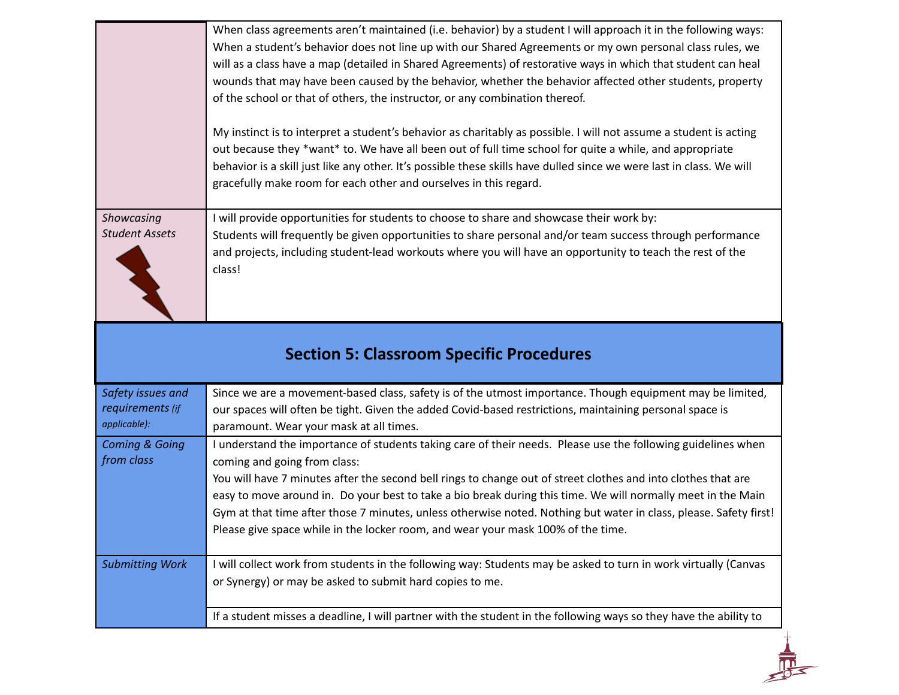| | |
|---|---|
| | When class agreements aren't maintained (i.e. behavior) by a student I will approach it in the following ways: When a student's behavior does not line up with our Shared Agreements or my own personal class rules, we will as a class have a map (detailed in Shared Agreements) of restorative ways in which that student can heal wounds that may have been caused by the behavior, whether the behavior affected other students, property of the school or that of others, the instructor, or any combination thereof.<br><br>My instinct is to interpret a student's behavior as charitably as possible. I will not assume a student is acting out because they *want* to. We have all been out of full time school for quite a while, and appropriate behavior is a skill just like any other. It's possible these skills have dulled since we were last in class. We will gracefully make room for each other and ourselves in this regard. |
| *Showcasing Student Assets* | I will provide opportunities for students to choose to share and showcase their work by:<br>Students will frequently be given opportunities to share personal and/or team success through performance and projects, including student-lead workouts where you will have an opportunity to teach the rest of the class! |

## Section 5: Classroom Specific Procedures

| | |
|---|---|
| *Safety issues and requirements (if applicable):* | Since we are a movement-based class, safety is of the utmost importance. Though equipment may be limited, our spaces will often be tight. Given the added Covid-based restrictions, maintaining personal space is paramount. Wear your mask at all times. |
| *Coming & Going from class* | I understand the importance of students taking care of their needs. Please use the following guidelines when coming and going from class:<br>You will have 7 minutes after the second bell rings to change out of street clothes and into clothes that are easy to move around in. Do your best to take a bio break during this time. We will normally meet in the Main Gym at that time after those 7 minutes, unless otherwise noted. Nothing but water in class, please. Safety first! Please give space while in the locker room, and wear your mask 100% of the time. |
| *Submitting Work* | I will collect work from students in the following way: Students may be asked to turn in work virtually (Canvas or Synergy) or may be asked to submit hard copies to me. |
| | If a student misses a deadline, I will partner with the student in the following ways so they have the ability to |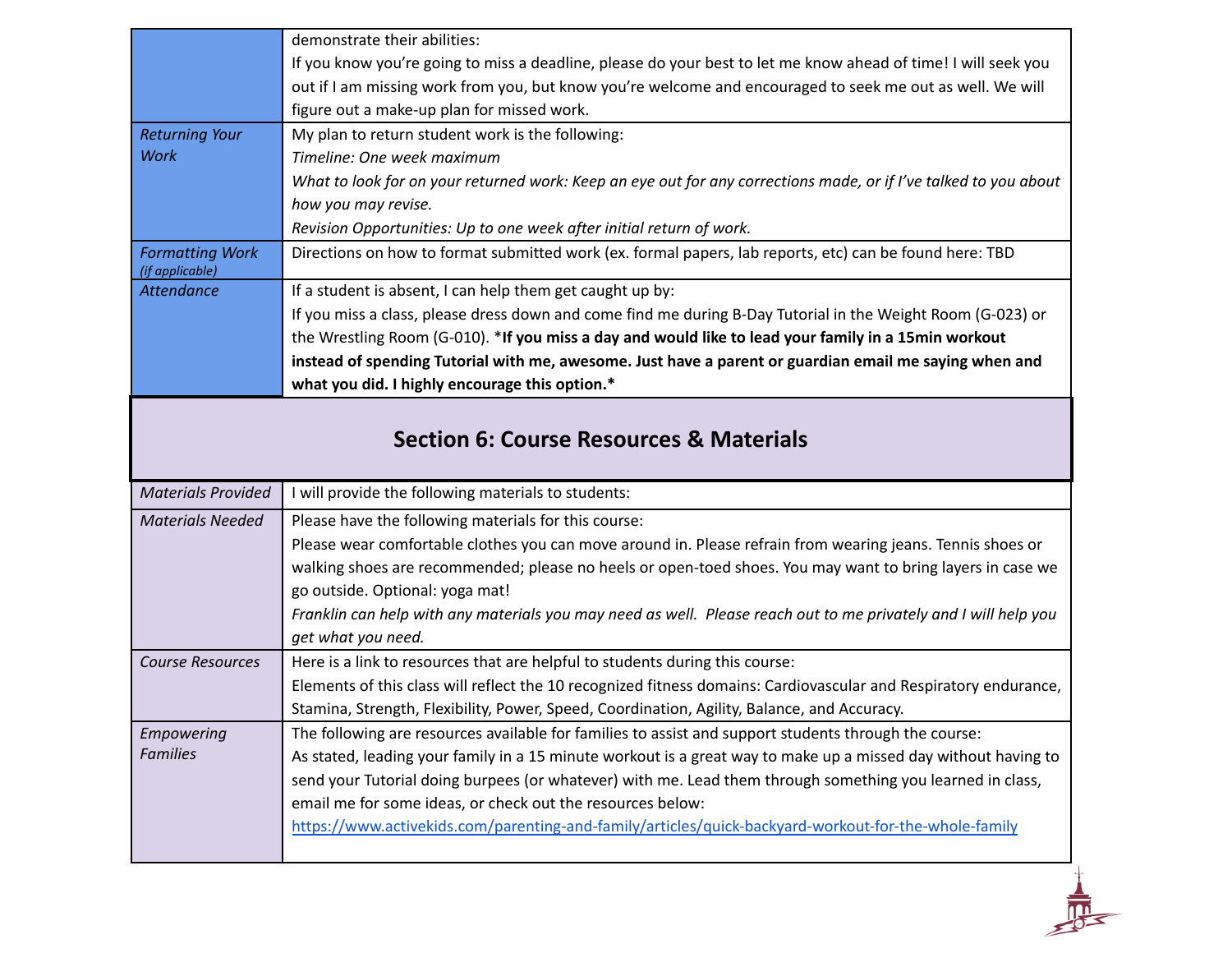| | |
|---|---|
| | demonstrate their abilities:<br>If you know you're going to miss a deadline, please do your best to let me know ahead of time! I will seek you out if I am missing work from you, but know you're welcome and encouraged to seek me out as well. We will figure out a make-up plan for missed work. |
| *Returning Your Work* | My plan to return student work is the following:<br>*Timeline: One week maximum*<br>*What to look for on your returned work: Keep an eye out for any corrections made, or if I've talked to you about how you may revise.*<br>*Revision Opportunities: Up to one week after initial return of work.* |
| *Formatting Work (if applicable)* | Directions on how to format submitted work (ex. formal papers, lab reports, etc) can be found here: TBD |
| *Attendance* | If a student is absent, I can help them get caught up by:<br>If you miss a class, please dress down and come find me during B-Day Tutorial in the Weight Room (G-023) or the Wrestling Room (G-010). ***If you miss a day and would like to lead your family in a 15min workout instead of spending Tutorial with me, awesome. Just have a parent or guardian email me saying when and what you did. I highly encourage this option.*** |

## Section 6: Course Resources & Materials

| | |
|---|---|
| *Materials Provided* | I will provide the following materials to students: |
| *Materials Needed* | Please have the following materials for this course:<br>Please wear comfortable clothes you can move around in. Please refrain from wearing jeans. Tennis shoes or walking shoes are recommended; please no heels or open-toed shoes. You may want to bring layers in case we go outside. Optional: yoga mat!<br>*Franklin can help with any materials you may need as well. Please reach out to me privately and I will help you get what you need.* |
| *Course Resources* | Here is a link to resources that are helpful to students during this course:<br>Elements of this class will reflect the 10 recognized fitness domains: Cardiovascular and Respiratory endurance, Stamina, Strength, Flexibility, Power, Speed, Coordination, Agility, Balance, and Accuracy. |
| *Empowering Families* | The following are resources available for families to assist and support students through the course:<br>As stated, leading your family in a 15 minute workout is a great way to make up a missed day without having to send your Tutorial doing burpees (or whatever) with me. Lead them through something you learned in class, email me for some ideas, or check out the resources below:<br>https://www.activekids.com/parenting-and-family/articles/quick-backyard-workout-for-the-whole-family |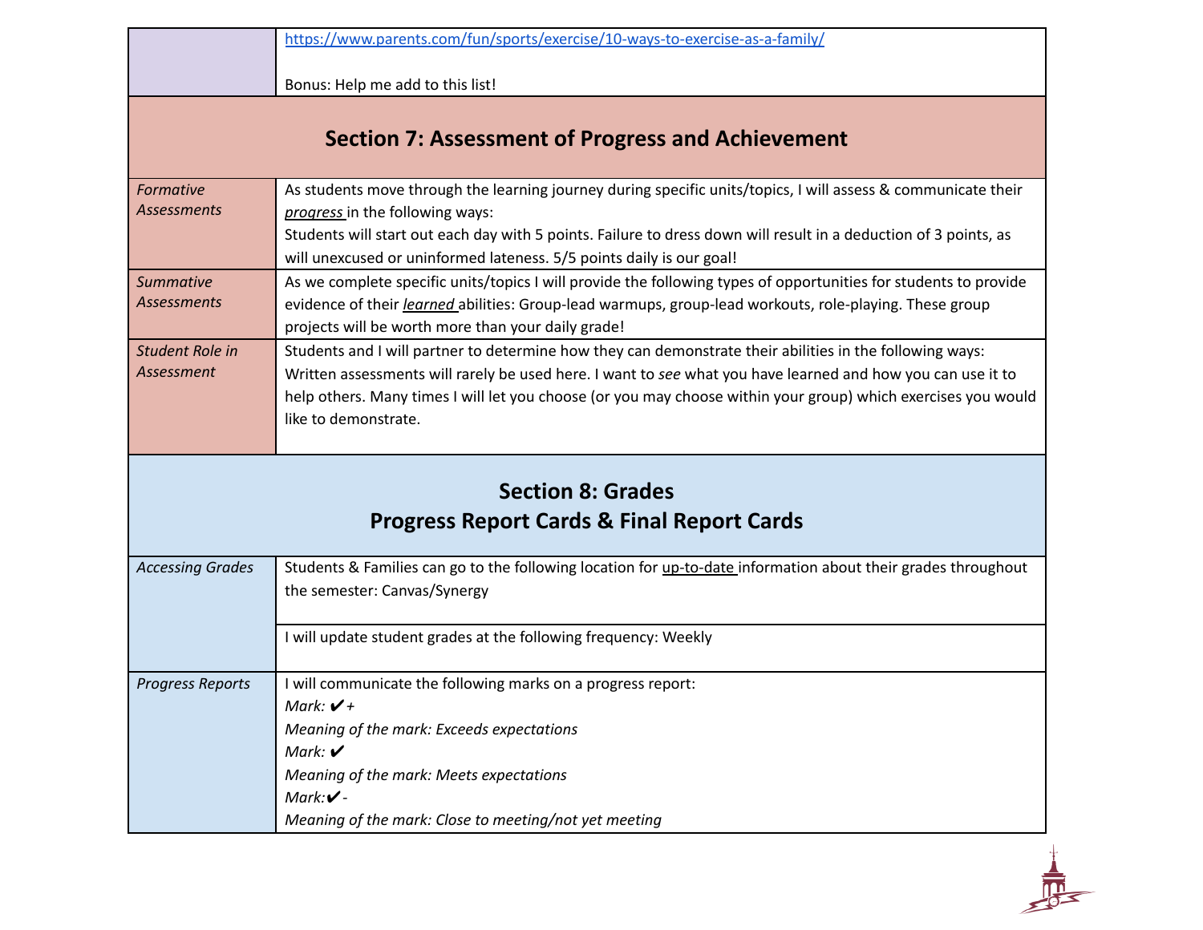| | |
|---|---|
| | https://www.parents.com/fun/sports/exercise/10-ways-to-exercise-as-a-family/<br><br>Bonus: Help me add to this list! |

## Section 7: Assessment of Progress and Achievement

| | |
|---|---|
| *Formative Assessments* | As students move through the learning journey during specific units/topics, I will assess & communicate their ***progress*** in the following ways:<br>Students will start out each day with 5 points. Failure to dress down will result in a deduction of 3 points, as will unexcused or uninformed lateness. 5/5 points daily is our goal! |
| *Summative Assessments* | As we complete specific units/topics I will provide the following types of opportunities for students to provide evidence of their ***learned*** abilities: Group-lead warmups, group-lead workouts, role-playing. These group projects will be worth more than your daily grade! |
| *Student Role in Assessment* | Students and I will partner to determine how they can demonstrate their abilities in the following ways:<br>Written assessments will rarely be used here. I want to *see* what you have learned and how you can use it to help others. Many times I will let you choose (or you may choose within your group) which exercises you would like to demonstrate. |

## Section 8: Grades
## Progress Report Cards & Final Report Cards

| | |
|---|---|
| *Accessing Grades* | Students & Families can go to the following location for up-to-date information about their grades throughout the semester: Canvas/Synergy |
| | I will update student grades at the following frequency: Weekly |
| *Progress Reports* | I will communicate the following marks on a progress report:<br>*Mark: ✔+*<br>*Meaning of the mark: Exceeds expectations*<br>*Mark: ✔*<br>*Meaning of the mark: Meets expectations*<br>*Mark:✔-*<br>*Meaning of the mark: Close to meeting/not yet meeting* |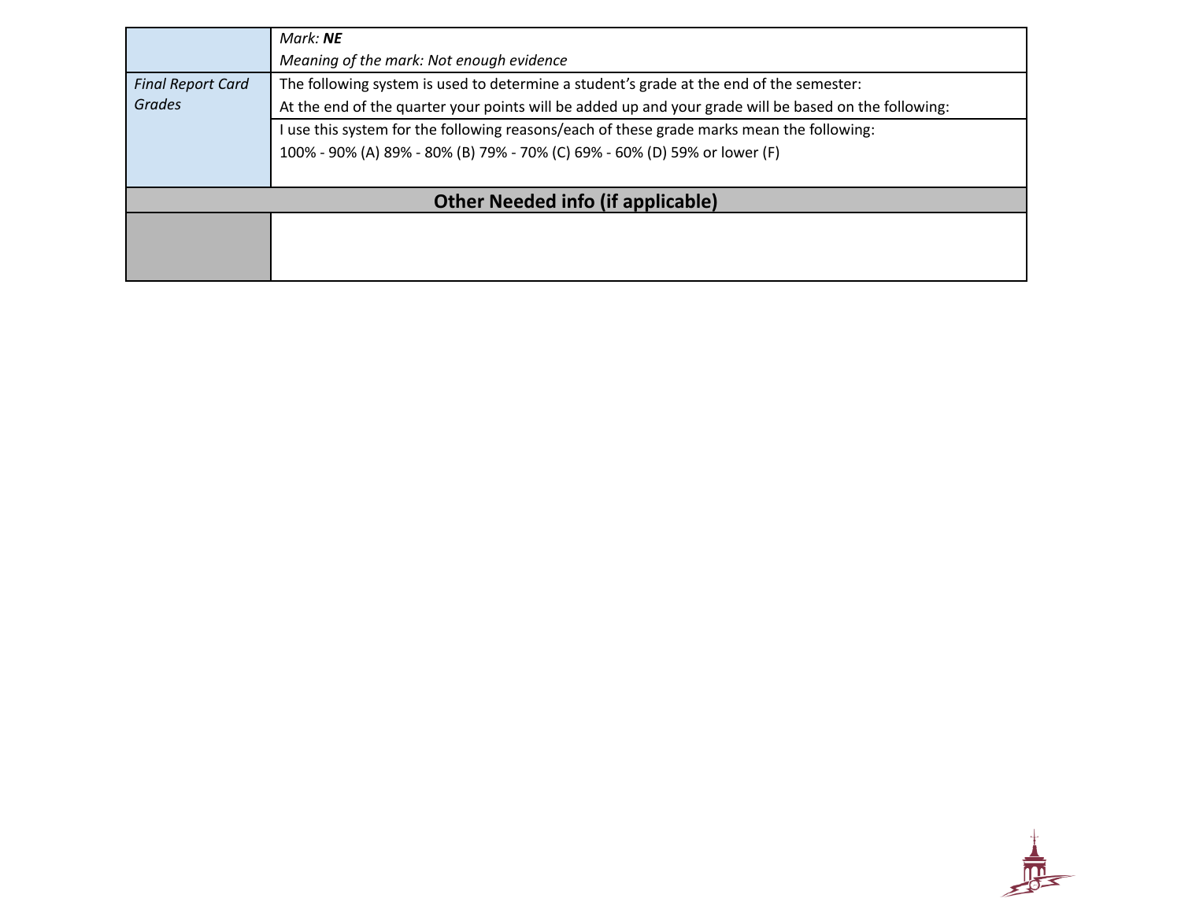| | |
|---|---|
| | *Mark:* ***NE***<br>*Meaning of the mark: Not enough evidence* |
| *Final Report Card Grades* | The following system is used to determine a student's grade at the end of the semester:<br>At the end of the quarter your points will be added up and your grade will be based on the following: |
| | I use this system for the following reasons/each of these grade marks mean the following:<br>100% - 90% (A) 89% - 80% (B) 79% - 70% (C) 69% - 60% (D) 59% or lower (F) |
| **Other Needed info (if applicable)** | |
| | |